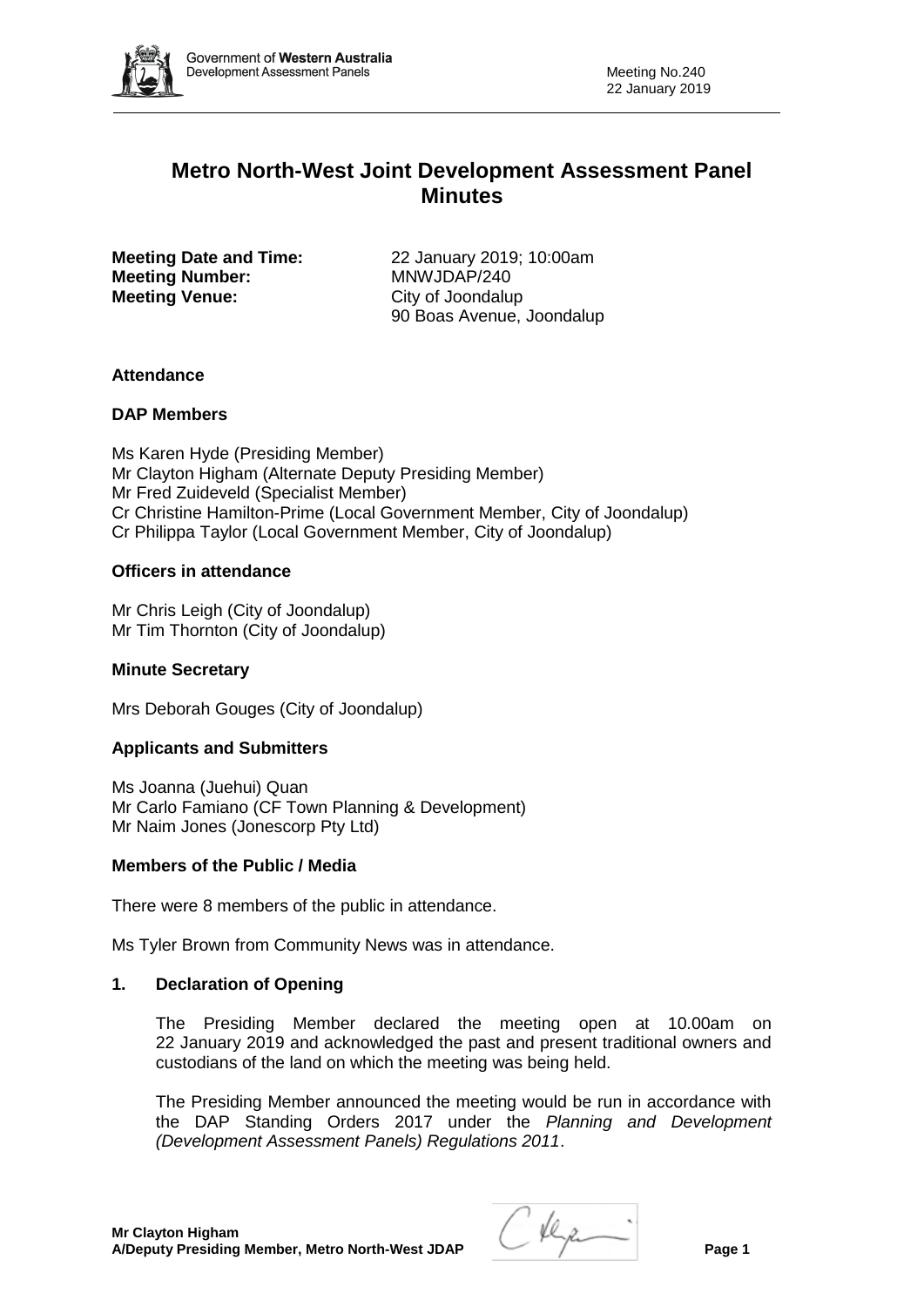# Metro North-West Joint Development Assessment Panel Minutes

**Meeting Date and Time:** 22 January 2019; 10:00am
**Meeting Number:** MNWJDAP/240
**Meeting Venue:** City of Joondalup
90 Boas Avenue, Joondalup

### Attendance

### DAP Members

Ms Karen Hyde (Presiding Member)
Mr Clayton Higham (Alternate Deputy Presiding Member)
Mr Fred Zuideveld (Specialist Member)
Cr Christine Hamilton-Prime (Local Government Member, City of Joondalup)
Cr Philippa Taylor (Local Government Member, City of Joondalup)

### Officers in attendance

Mr Chris Leigh (City of Joondalup)
Mr Tim Thornton (City of Joondalup)

### Minute Secretary

Mrs Deborah Gouges (City of Joondalup)

### Applicants and Submitters

Ms Joanna (Juehui) Quan
Mr Carlo Famiano (CF Town Planning & Development)
Mr Naim Jones (Jonescorp Pty Ltd)

### Members of the Public / Media

There were 8 members of the public in attendance.

Ms Tyler Brown from Community News was in attendance.

### 1. Declaration of Opening

The Presiding Member declared the meeting open at 10.00am on 22 January 2019 and acknowledged the past and present traditional owners and custodians of the land on which the meeting was being held.

The Presiding Member announced the meeting would be run in accordance with the DAP Standing Orders 2017 under the *Planning and Development (Development Assessment Panels) Regulations 2011*.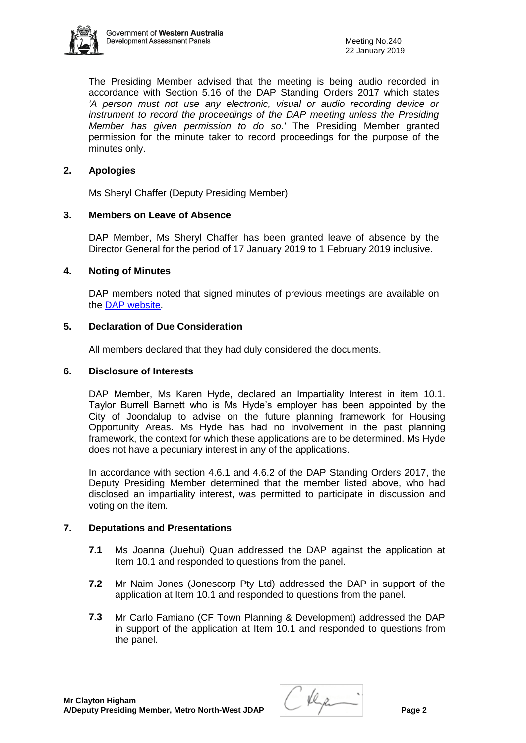The Presiding Member advised that the meeting is being audio recorded in accordance with Section 5.16 of the DAP Standing Orders 2017 which states *'A person must not use any electronic, visual or audio recording device or instrument to record the proceedings of the DAP meeting unless the Presiding Member has given permission to do so.'* The Presiding Member granted permission for the minute taker to record proceedings for the purpose of the minutes only.

## 2. Apologies

Ms Sheryl Chaffer (Deputy Presiding Member)

## 3. Members on Leave of Absence

DAP Member, Ms Sheryl Chaffer has been granted leave of absence by the Director General for the period of 17 January 2019 to 1 February 2019 inclusive.

## 4. Noting of Minutes

DAP members noted that signed minutes of previous meetings are available on the [DAP website](#).

## 5. Declaration of Due Consideration

All members declared that they had duly considered the documents.

## 6. Disclosure of Interests

DAP Member, Ms Karen Hyde, declared an Impartiality Interest in item 10.1. Taylor Burrell Barnett who is Ms Hyde's employer has been appointed by the City of Joondalup to advise on the future planning framework for Housing Opportunity Areas. Ms Hyde has had no involvement in the past planning framework, the context for which these applications are to be determined. Ms Hyde does not have a pecuniary interest in any of the applications.

In accordance with section 4.6.1 and 4.6.2 of the DAP Standing Orders 2017, the Deputy Presiding Member determined that the member listed above, who had disclosed an impartiality interest, was permitted to participate in discussion and voting on the item.

## 7. Deputations and Presentations

**7.1** Ms Joanna (Juehui) Quan addressed the DAP against the application at Item 10.1 and responded to questions from the panel.

**7.2** Mr Naim Jones (Jonescorp Pty Ltd) addressed the DAP in support of the application at Item 10.1 and responded to questions from the panel.

**7.3** Mr Carlo Famiano (CF Town Planning & Development) addressed the DAP in support of the application at Item 10.1 and responded to questions from the panel.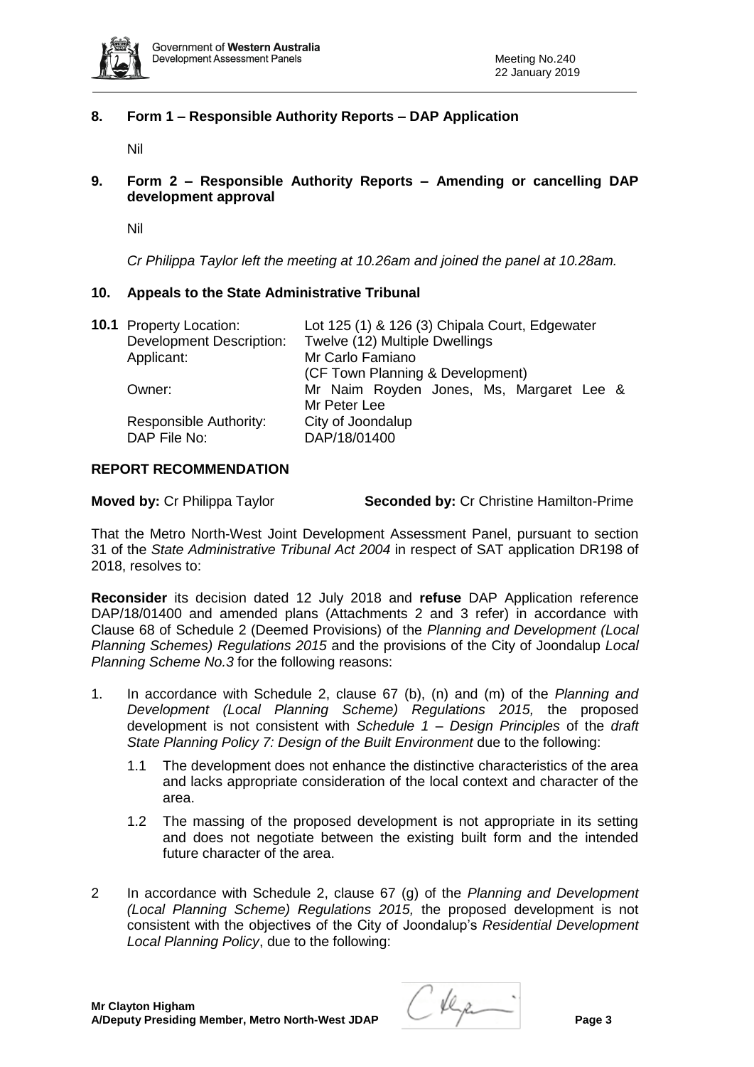## 8. Form 1 – Responsible Authority Reports – DAP Application

Nil

## 9. Form 2 – Responsible Authority Reports – Amending or cancelling DAP development approval

Nil

*Cr Philippa Taylor left the meeting at 10.26am and joined the panel at 10.28am.*

## 10. Appeals to the State Administrative Tribunal

| **10.1** Property Location: | Lot 125 (1) & 126 (3) Chipala Court, Edgewater |
|---|---|
| Development Description: | Twelve (12) Multiple Dwellings |
| Applicant: | Mr Carlo Famiano (CF Town Planning & Development) |
| Owner: | Mr Naim Royden Jones, Ms, Margaret Lee & Mr Peter Lee |
| Responsible Authority: | City of Joondalup |
| DAP File No: | DAP/18/01400 |

### REPORT RECOMMENDATION

**Moved by:** Cr Philippa Taylor **Seconded by:** Cr Christine Hamilton-Prime

That the Metro North-West Joint Development Assessment Panel, pursuant to section 31 of the *State Administrative Tribunal Act 2004* in respect of SAT application DR198 of 2018, resolves to:

**Reconsider** its decision dated 12 July 2018 and **refuse** DAP Application reference DAP/18/01400 and amended plans (Attachments 2 and 3 refer) in accordance with Clause 68 of Schedule 2 (Deemed Provisions) of the *Planning and Development (Local Planning Schemes) Regulations 2015* and the provisions of the City of Joondalup *Local Planning Scheme No.3* for the following reasons:

1. In accordance with Schedule 2, clause 67 (b), (n) and (m) of the *Planning and Development (Local Planning Scheme) Regulations 2015,* the proposed development is not consistent with *Schedule 1 – Design Principles* of the *draft State Planning Policy 7: Design of the Built Environment* due to the following:

   1.1 The development does not enhance the distinctive characteristics of the area and lacks appropriate consideration of the local context and character of the area.

   1.2 The massing of the proposed development is not appropriate in its setting and does not negotiate between the existing built form and the intended future character of the area.

2 In accordance with Schedule 2, clause 67 (g) of the *Planning and Development (Local Planning Scheme) Regulations 2015,* the proposed development is not consistent with the objectives of the City of Joondalup's *Residential Development Local Planning Policy*, due to the following: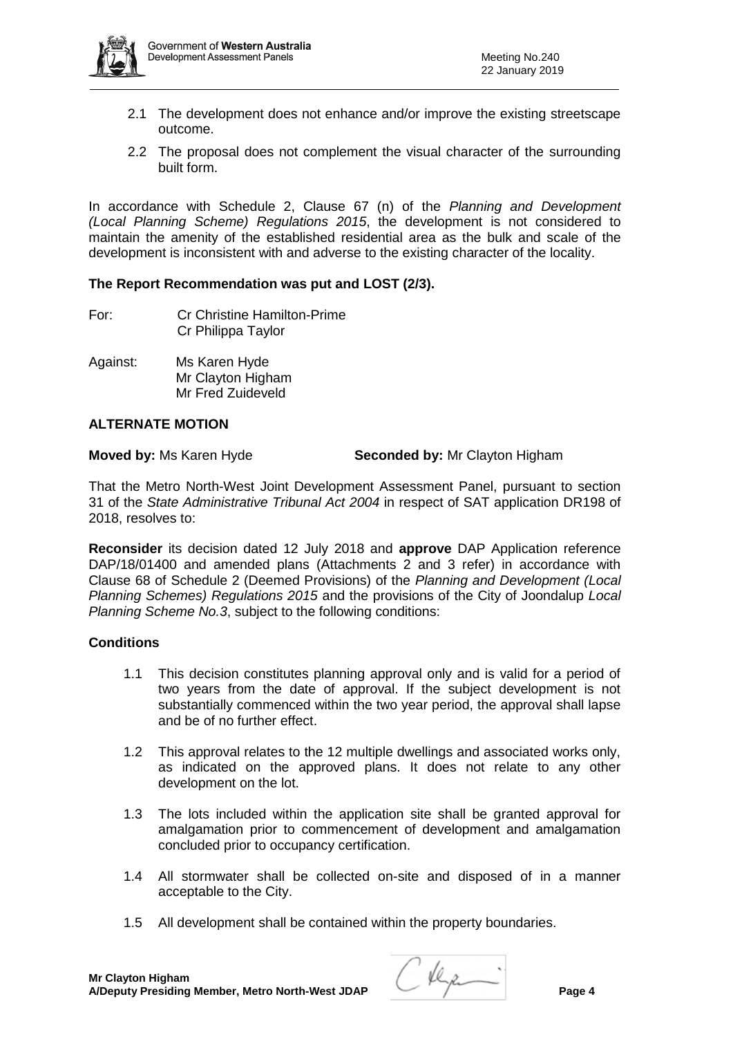2.1 The development does not enhance and/or improve the existing streetscape outcome.

2.2 The proposal does not complement the visual character of the surrounding built form.

In accordance with Schedule 2, Clause 67 (n) of the *Planning and Development (Local Planning Scheme) Regulations 2015*, the development is not considered to maintain the amenity of the established residential area as the bulk and scale of the development is inconsistent with and adverse to the existing character of the locality.

**The Report Recommendation was put and LOST (2/3).**

For: Cr Christine Hamilton-Prime
Cr Philippa Taylor

Against: Ms Karen Hyde
Mr Clayton Higham
Mr Fred Zuideveld

**ALTERNATE MOTION**

**Moved by:** Ms Karen Hyde **Seconded by:** Mr Clayton Higham

That the Metro North-West Joint Development Assessment Panel, pursuant to section 31 of the *State Administrative Tribunal Act 2004* in respect of SAT application DR198 of 2018, resolves to:

**Reconsider** its decision dated 12 July 2018 and **approve** DAP Application reference DAP/18/01400 and amended plans (Attachments 2 and 3 refer) in accordance with Clause 68 of Schedule 2 (Deemed Provisions) of the *Planning and Development (Local Planning Schemes) Regulations 2015* and the provisions of the City of Joondalup *Local Planning Scheme No.3*, subject to the following conditions:

**Conditions**

1.1 This decision constitutes planning approval only and is valid for a period of two years from the date of approval. If the subject development is not substantially commenced within the two year period, the approval shall lapse and be of no further effect.

1.2 This approval relates to the 12 multiple dwellings and associated works only, as indicated on the approved plans. It does not relate to any other development on the lot.

1.3 The lots included within the application site shall be granted approval for amalgamation prior to commencement of development and amalgamation concluded prior to occupancy certification.

1.4 All stormwater shall be collected on-site and disposed of in a manner acceptable to the City.

1.5 All development shall be contained within the property boundaries.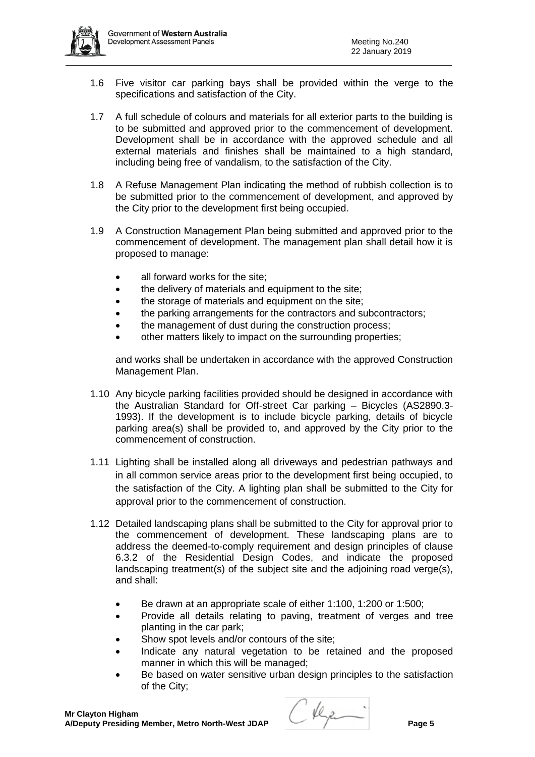1.6 Five visitor car parking bays shall be provided within the verge to the specifications and satisfaction of the City.

1.7 A full schedule of colours and materials for all exterior parts to the building is to be submitted and approved prior to the commencement of development. Development shall be in accordance with the approved schedule and all external materials and finishes shall be maintained to a high standard, including being free of vandalism, to the satisfaction of the City.

1.8 A Refuse Management Plan indicating the method of rubbish collection is to be submitted prior to the commencement of development, and approved by the City prior to the development first being occupied.

1.9 A Construction Management Plan being submitted and approved prior to the commencement of development. The management plan shall detail how it is proposed to manage:

- all forward works for the site;
- the delivery of materials and equipment to the site;
- the storage of materials and equipment on the site;
- the parking arrangements for the contractors and subcontractors;
- the management of dust during the construction process;
- other matters likely to impact on the surrounding properties;

and works shall be undertaken in accordance with the approved Construction Management Plan.

1.10 Any bicycle parking facilities provided should be designed in accordance with the Australian Standard for Off-street Car parking – Bicycles (AS2890.3-1993). If the development is to include bicycle parking, details of bicycle parking area(s) shall be provided to, and approved by the City prior to the commencement of construction.

1.11 Lighting shall be installed along all driveways and pedestrian pathways and in all common service areas prior to the development first being occupied, to the satisfaction of the City. A lighting plan shall be submitted to the City for approval prior to the commencement of construction.

1.12 Detailed landscaping plans shall be submitted to the City for approval prior to the commencement of development. These landscaping plans are to address the deemed-to-comply requirement and design principles of clause 6.3.2 of the Residential Design Codes, and indicate the proposed landscaping treatment(s) of the subject site and the adjoining road verge(s), and shall:

- Be drawn at an appropriate scale of either 1:100, 1:200 or 1:500;
- Provide all details relating to paving, treatment of verges and tree planting in the car park;
- Show spot levels and/or contours of the site;
- Indicate any natural vegetation to be retained and the proposed manner in which this will be managed;
- Be based on water sensitive urban design principles to the satisfaction of the City;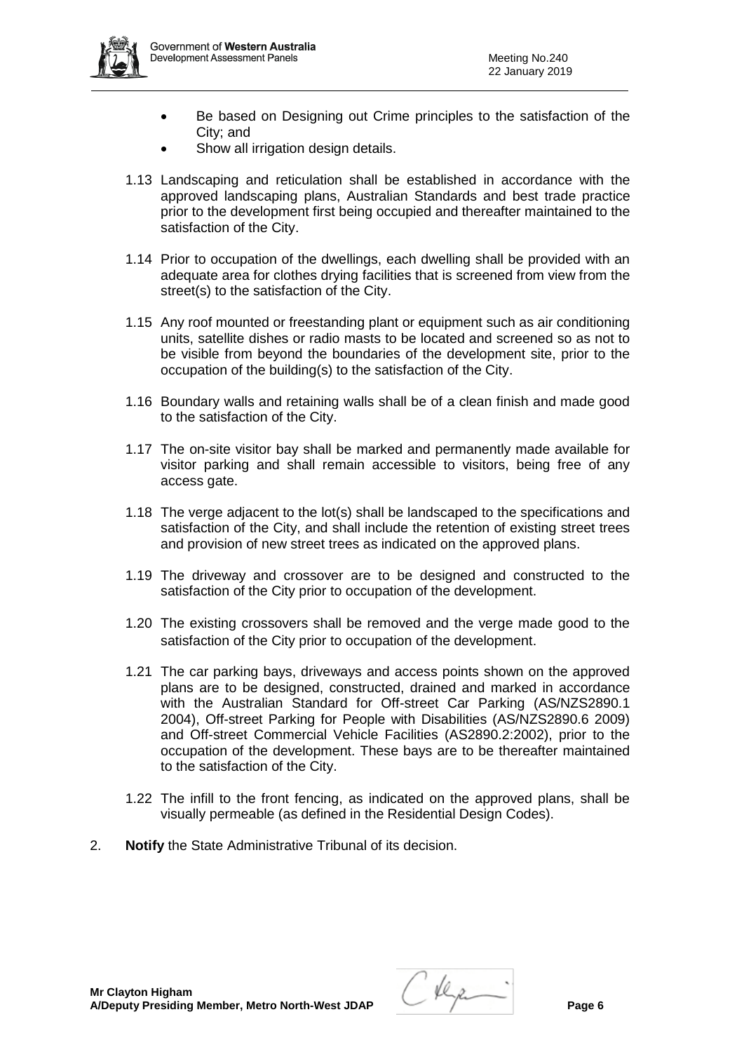- Be based on Designing out Crime principles to the satisfaction of the City; and
- Show all irrigation design details.

1.13 Landscaping and reticulation shall be established in accordance with the approved landscaping plans, Australian Standards and best trade practice prior to the development first being occupied and thereafter maintained to the satisfaction of the City.

1.14 Prior to occupation of the dwellings, each dwelling shall be provided with an adequate area for clothes drying facilities that is screened from view from the street(s) to the satisfaction of the City.

1.15 Any roof mounted or freestanding plant or equipment such as air conditioning units, satellite dishes or radio masts to be located and screened so as not to be visible from beyond the boundaries of the development site, prior to the occupation of the building(s) to the satisfaction of the City.

1.16 Boundary walls and retaining walls shall be of a clean finish and made good to the satisfaction of the City.

1.17 The on-site visitor bay shall be marked and permanently made available for visitor parking and shall remain accessible to visitors, being free of any access gate.

1.18 The verge adjacent to the lot(s) shall be landscaped to the specifications and satisfaction of the City, and shall include the retention of existing street trees and provision of new street trees as indicated on the approved plans.

1.19 The driveway and crossover are to be designed and constructed to the satisfaction of the City prior to occupation of the development.

1.20 The existing crossovers shall be removed and the verge made good to the satisfaction of the City prior to occupation of the development.

1.21 The car parking bays, driveways and access points shown on the approved plans are to be designed, constructed, drained and marked in accordance with the Australian Standard for Off-street Car Parking (AS/NZS2890.1 2004), Off-street Parking for People with Disabilities (AS/NZS2890.6 2009) and Off-street Commercial Vehicle Facilities (AS2890.2:2002), prior to the occupation of the development. These bays are to be thereafter maintained to the satisfaction of the City.

1.22 The infill to the front fencing, as indicated on the approved plans, shall be visually permeable (as defined in the Residential Design Codes).

2. **Notify** the State Administrative Tribunal of its decision.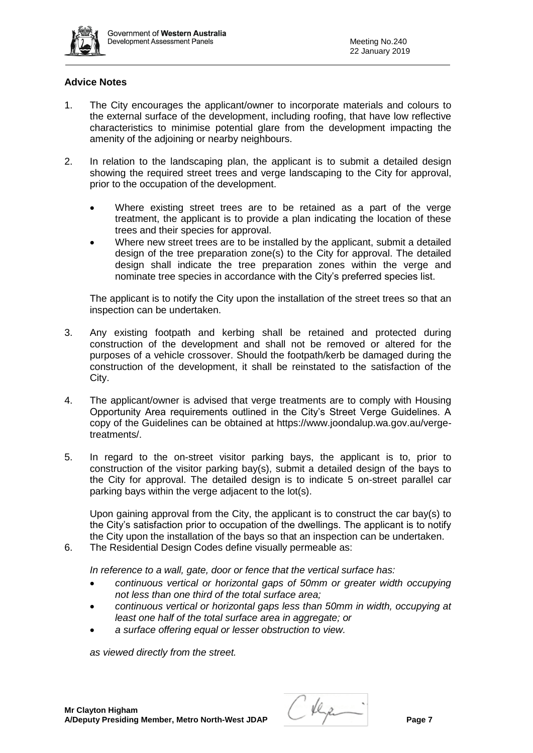## Advice Notes

1. The City encourages the applicant/owner to incorporate materials and colours to the external surface of the development, including roofing, that have low reflective characteristics to minimise potential glare from the development impacting the amenity of the adjoining or nearby neighbours.

2. In relation to the landscaping plan, the applicant is to submit a detailed design showing the required street trees and verge landscaping to the City for approval, prior to the occupation of the development.

   - Where existing street trees are to be retained as a part of the verge treatment, the applicant is to provide a plan indicating the location of these trees and their species for approval.
   - Where new street trees are to be installed by the applicant, submit a detailed design of the tree preparation zone(s) to the City for approval. The detailed design shall indicate the tree preparation zones within the verge and nominate tree species in accordance with the City's preferred species list.

   The applicant is to notify the City upon the installation of the street trees so that an inspection can be undertaken.

3. Any existing footpath and kerbing shall be retained and protected during construction of the development and shall not be removed or altered for the purposes of a vehicle crossover. Should the footpath/kerb be damaged during the construction of the development, it shall be reinstated to the satisfaction of the City.

4. The applicant/owner is advised that verge treatments are to comply with Housing Opportunity Area requirements outlined in the City's Street Verge Guidelines. A copy of the Guidelines can be obtained at https://www.joondalup.wa.gov.au/verge-treatments/.

5. In regard to the on-street visitor parking bays, the applicant is to, prior to construction of the visitor parking bay(s), submit a detailed design of the bays to the City for approval. The detailed design is to indicate 5 on-street parallel car parking bays within the verge adjacent to the lot(s).

   Upon gaining approval from the City, the applicant is to construct the car bay(s) to the City's satisfaction prior to occupation of the dwellings. The applicant is to notify the City upon the installation of the bays so that an inspection can be undertaken.

6. The Residential Design Codes define visually permeable as:

   *In reference to a wall, gate, door or fence that the vertical surface has:*

   - *continuous vertical or horizontal gaps of 50mm or greater width occupying not less than one third of the total surface area;*
   - *continuous vertical or horizontal gaps less than 50mm in width, occupying at least one half of the total surface area in aggregate; or*
   - *a surface offering equal or lesser obstruction to view.*

   *as viewed directly from the street.*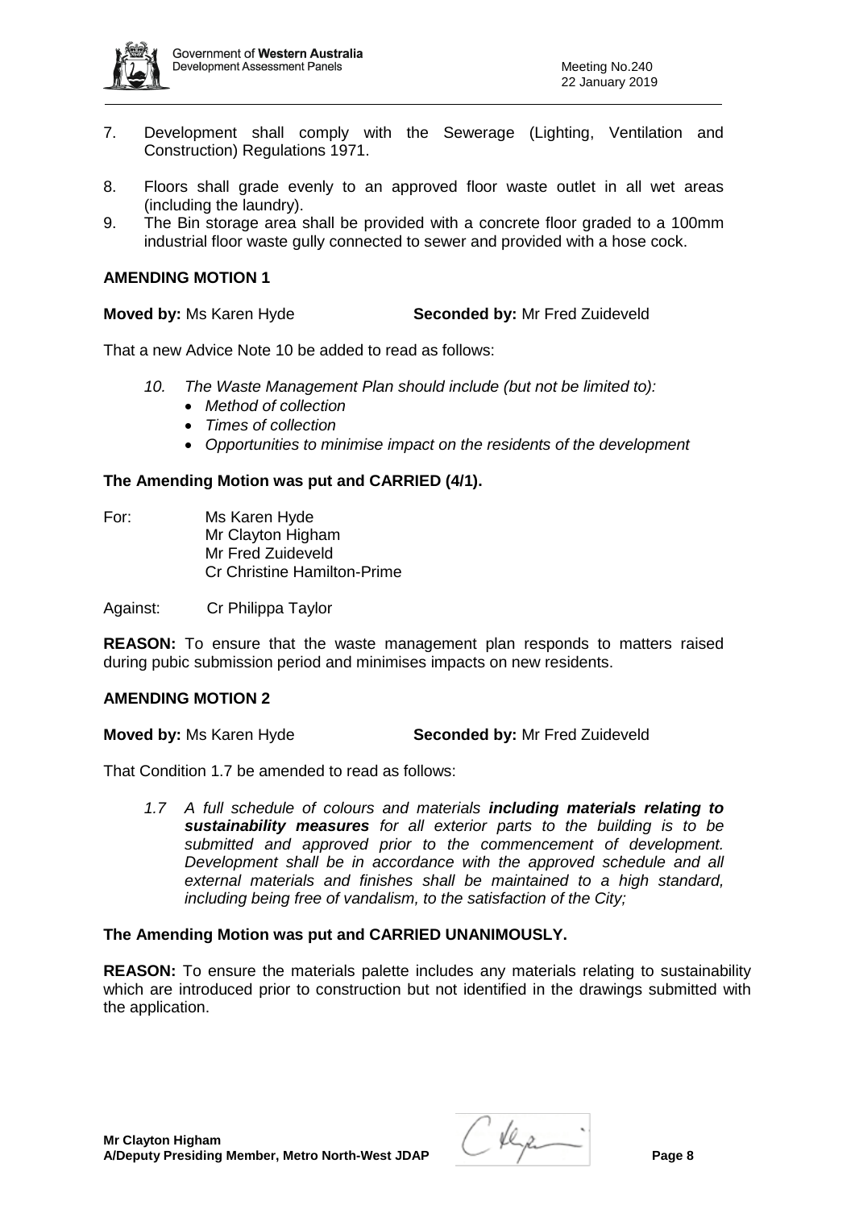7. Development shall comply with the Sewerage (Lighting, Ventilation and Construction) Regulations 1971.

8. Floors shall grade evenly to an approved floor waste outlet in all wet areas (including the laundry).

9. The Bin storage area shall be provided with a concrete floor graded to a 100mm industrial floor waste gully connected to sewer and provided with a hose cock.

**AMENDING MOTION 1**

**Moved by:** Ms Karen Hyde **Seconded by:** Mr Fred Zuideveld

That a new Advice Note 10 be added to read as follows:

*10. The Waste Management Plan should include (but not be limited to):*
- *Method of collection*
- *Times of collection*
- *Opportunities to minimise impact on the residents of the development*

**The Amending Motion was put and CARRIED (4/1).**

For: Ms Karen Hyde
Mr Clayton Higham
Mr Fred Zuideveld
Cr Christine Hamilton-Prime

Against: Cr Philippa Taylor

**REASON:** To ensure that the waste management plan responds to matters raised during pubic submission period and minimises impacts on new residents.

**AMENDING MOTION 2**

**Moved by:** Ms Karen Hyde **Seconded by:** Mr Fred Zuideveld

That Condition 1.7 be amended to read as follows:

*1.7 A full schedule of colours and materials* ***including materials relating to sustainability measures*** *for all exterior parts to the building is to be submitted and approved prior to the commencement of development. Development shall be in accordance with the approved schedule and all external materials and finishes shall be maintained to a high standard, including being free of vandalism, to the satisfaction of the City;*

**The Amending Motion was put and CARRIED UNANIMOUSLY.**

**REASON:** To ensure the materials palette includes any materials relating to sustainability which are introduced prior to construction but not identified in the drawings submitted with the application.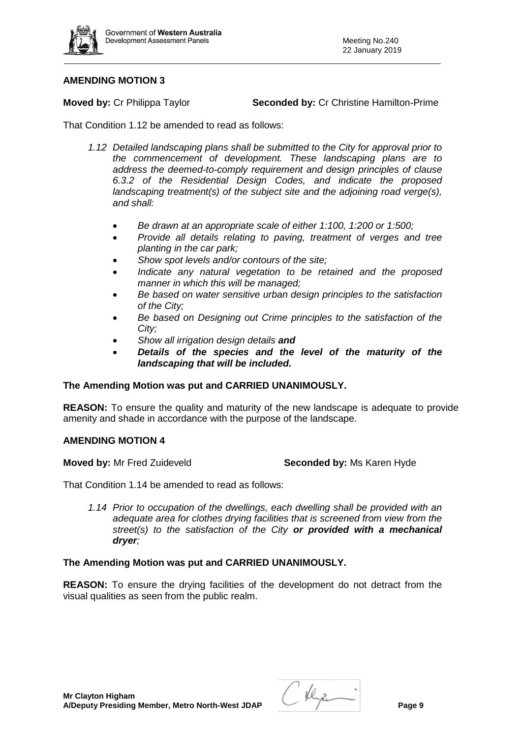**AMENDING MOTION 3**

**Moved by:** Cr Philippa Taylor **Seconded by:** Cr Christine Hamilton-Prime

That Condition 1.12 be amended to read as follows:

> *1.12 Detailed landscaping plans shall be submitted to the City for approval prior to the commencement of development. These landscaping plans are to address the deemed-to-comply requirement and design principles of clause 6.3.2 of the Residential Design Codes, and indicate the proposed landscaping treatment(s) of the subject site and the adjoining road verge(s), and shall:*
>
> - *Be drawn at an appropriate scale of either 1:100, 1:200 or 1:500;*
> - *Provide all details relating to paving, treatment of verges and tree planting in the car park;*
> - *Show spot levels and/or contours of the site;*
> - *Indicate any natural vegetation to be retained and the proposed manner in which this will be managed;*
> - *Be based on water sensitive urban design principles to the satisfaction of the City;*
> - *Be based on Designing out Crime principles to the satisfaction of the City;*
> - *Show all irrigation design details* ***and***
> - ***Details of the species and the level of the maturity of the landscaping that will be included.***

**The Amending Motion was put and CARRIED UNANIMOUSLY.**

**REASON:** To ensure the quality and maturity of the new landscape is adequate to provide amenity and shade in accordance with the purpose of the landscape.

**AMENDING MOTION 4**

**Moved by:** Mr Fred Zuideveld **Seconded by:** Ms Karen Hyde

That Condition 1.14 be amended to read as follows:

> *1.14 Prior to occupation of the dwellings, each dwelling shall be provided with an adequate area for clothes drying facilities that is screened from view from the street(s) to the satisfaction of the City* ***or provided with a mechanical dryer****;*

**The Amending Motion was put and CARRIED UNANIMOUSLY.**

**REASON:** To ensure the drying facilities of the development do not detract from the visual qualities as seen from the public realm.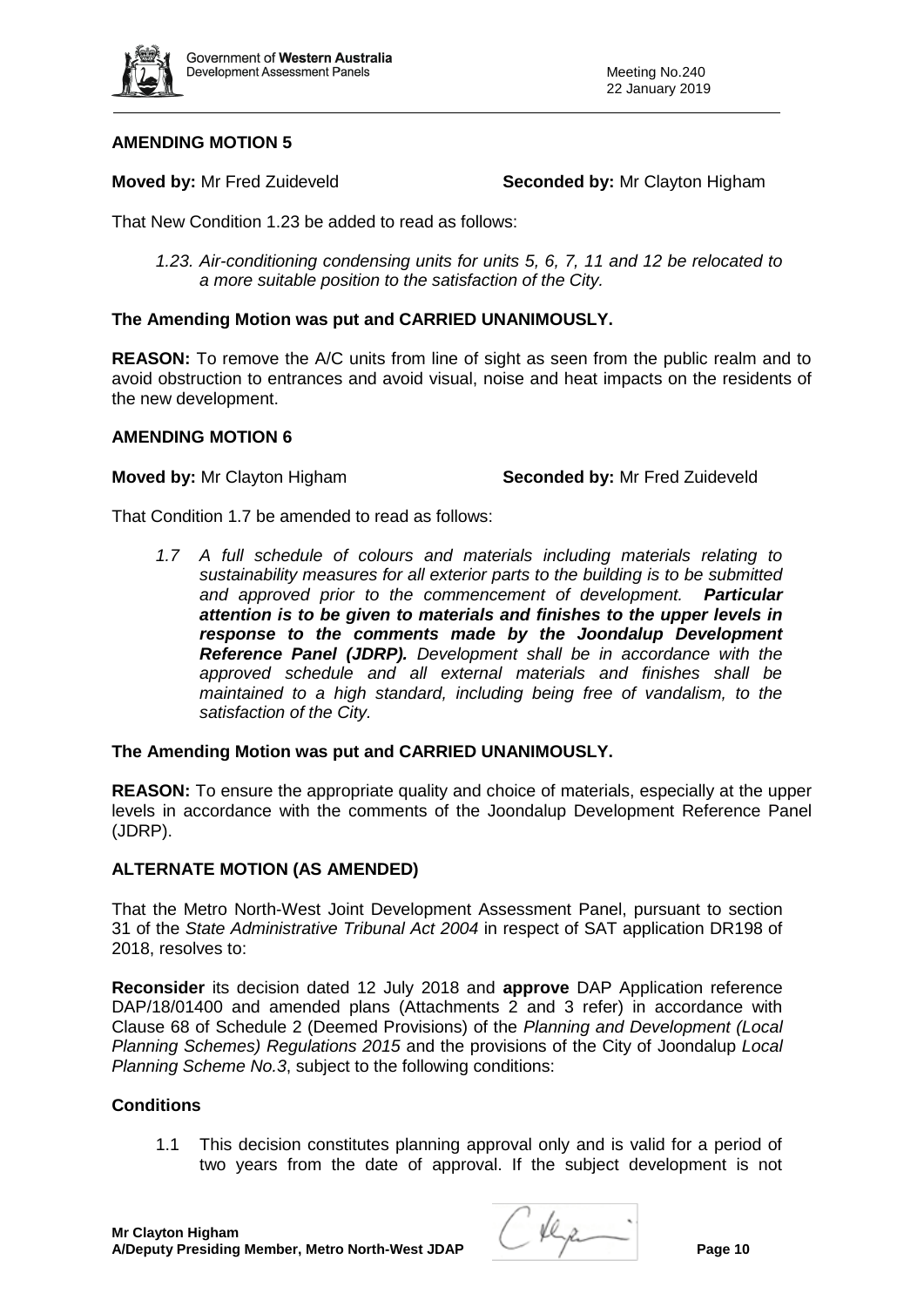**AMENDING MOTION 5**

**Moved by:** Mr Fred Zuideveld **Seconded by:** Mr Clayton Higham

That New Condition 1.23 be added to read as follows:

> *1.23. Air-conditioning condensing units for units 5, 6, 7, 11 and 12 be relocated to a more suitable position to the satisfaction of the City.*

**The Amending Motion was put and CARRIED UNANIMOUSLY.**

**REASON:** To remove the A/C units from line of sight as seen from the public realm and to avoid obstruction to entrances and avoid visual, noise and heat impacts on the residents of the new development.

**AMENDING MOTION 6**

**Moved by:** Mr Clayton Higham **Seconded by:** Mr Fred Zuideveld

That Condition 1.7 be amended to read as follows:

> *1.7 A full schedule of colours and materials including materials relating to sustainability measures for all exterior parts to the building is to be submitted and approved prior to the commencement of development.* ***Particular attention is to be given to materials and finishes to the upper levels in response to the comments made by the Joondalup Development Reference Panel (JDRP).*** *Development shall be in accordance with the approved schedule and all external materials and finishes shall be maintained to a high standard, including being free of vandalism, to the satisfaction of the City.*

**The Amending Motion was put and CARRIED UNANIMOUSLY.**

**REASON:** To ensure the appropriate quality and choice of materials, especially at the upper levels in accordance with the comments of the Joondalup Development Reference Panel (JDRP).

**ALTERNATE MOTION (AS AMENDED)**

That the Metro North-West Joint Development Assessment Panel, pursuant to section 31 of the *State Administrative Tribunal Act 2004* in respect of SAT application DR198 of 2018, resolves to:

**Reconsider** its decision dated 12 July 2018 and **approve** DAP Application reference DAP/18/01400 and amended plans (Attachments 2 and 3 refer) in accordance with Clause 68 of Schedule 2 (Deemed Provisions) of the *Planning and Development (Local Planning Schemes) Regulations 2015* and the provisions of the City of Joondalup *Local Planning Scheme No.3*, subject to the following conditions:

**Conditions**

1.1 This decision constitutes planning approval only and is valid for a period of two years from the date of approval. If the subject development is not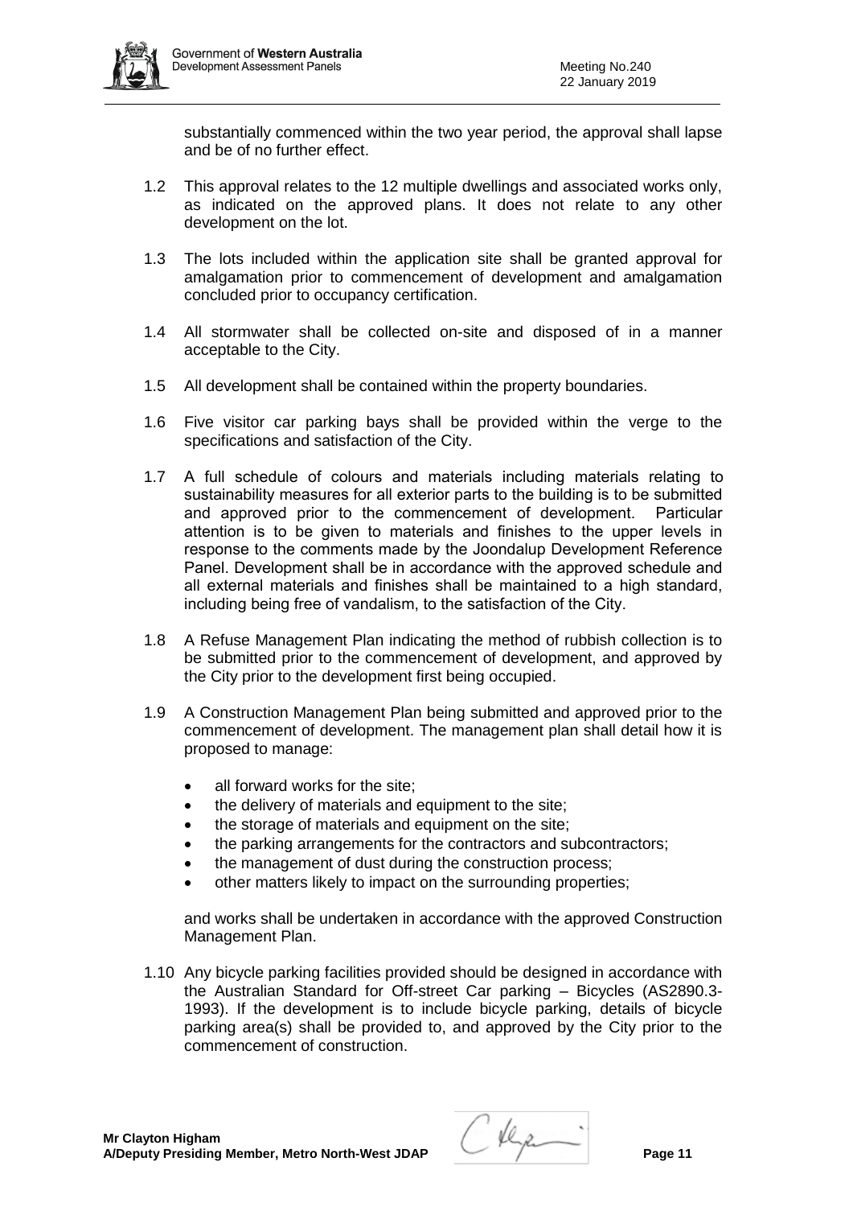substantially commenced within the two year period, the approval shall lapse and be of no further effect.

1.2 This approval relates to the 12 multiple dwellings and associated works only, as indicated on the approved plans. It does not relate to any other development on the lot.

1.3 The lots included within the application site shall be granted approval for amalgamation prior to commencement of development and amalgamation concluded prior to occupancy certification.

1.4 All stormwater shall be collected on-site and disposed of in a manner acceptable to the City.

1.5 All development shall be contained within the property boundaries.

1.6 Five visitor car parking bays shall be provided within the verge to the specifications and satisfaction of the City.

1.7 A full schedule of colours and materials including materials relating to sustainability measures for all exterior parts to the building is to be submitted and approved prior to the commencement of development. Particular attention is to be given to materials and finishes to the upper levels in response to the comments made by the Joondalup Development Reference Panel. Development shall be in accordance with the approved schedule and all external materials and finishes shall be maintained to a high standard, including being free of vandalism, to the satisfaction of the City.

1.8 A Refuse Management Plan indicating the method of rubbish collection is to be submitted prior to the commencement of development, and approved by the City prior to the development first being occupied.

1.9 A Construction Management Plan being submitted and approved prior to the commencement of development. The management plan shall detail how it is proposed to manage:

- all forward works for the site;
- the delivery of materials and equipment to the site;
- the storage of materials and equipment on the site;
- the parking arrangements for the contractors and subcontractors;
- the management of dust during the construction process;
- other matters likely to impact on the surrounding properties;

and works shall be undertaken in accordance with the approved Construction Management Plan.

1.10 Any bicycle parking facilities provided should be designed in accordance with the Australian Standard for Off-street Car parking – Bicycles (AS2890.3-1993). If the development is to include bicycle parking, details of bicycle parking area(s) shall be provided to, and approved by the City prior to the commencement of construction.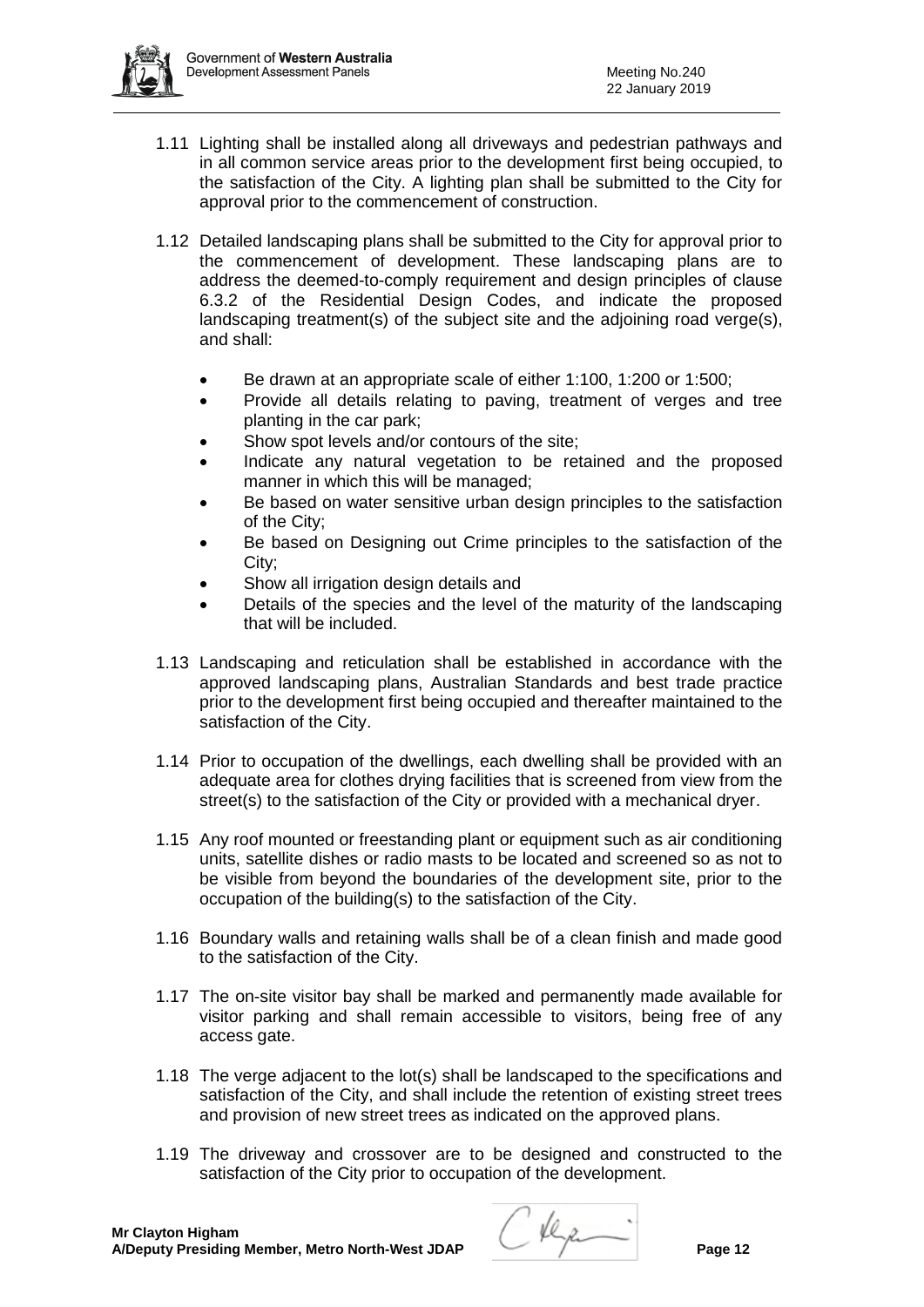1.11 Lighting shall be installed along all driveways and pedestrian pathways and in all common service areas prior to the development first being occupied, to the satisfaction of the City. A lighting plan shall be submitted to the City for approval prior to the commencement of construction.

1.12 Detailed landscaping plans shall be submitted to the City for approval prior to the commencement of development. These landscaping plans are to address the deemed-to-comply requirement and design principles of clause 6.3.2 of the Residential Design Codes, and indicate the proposed landscaping treatment(s) of the subject site and the adjoining road verge(s), and shall:

- Be drawn at an appropriate scale of either 1:100, 1:200 or 1:500;
- Provide all details relating to paving, treatment of verges and tree planting in the car park;
- Show spot levels and/or contours of the site;
- Indicate any natural vegetation to be retained and the proposed manner in which this will be managed;
- Be based on water sensitive urban design principles to the satisfaction of the City;
- Be based on Designing out Crime principles to the satisfaction of the City;
- Show all irrigation design details and
- Details of the species and the level of the maturity of the landscaping that will be included.

1.13 Landscaping and reticulation shall be established in accordance with the approved landscaping plans, Australian Standards and best trade practice prior to the development first being occupied and thereafter maintained to the satisfaction of the City.

1.14 Prior to occupation of the dwellings, each dwelling shall be provided with an adequate area for clothes drying facilities that is screened from view from the street(s) to the satisfaction of the City or provided with a mechanical dryer.

1.15 Any roof mounted or freestanding plant or equipment such as air conditioning units, satellite dishes or radio masts to be located and screened so as not to be visible from beyond the boundaries of the development site, prior to the occupation of the building(s) to the satisfaction of the City.

1.16 Boundary walls and retaining walls shall be of a clean finish and made good to the satisfaction of the City.

1.17 The on-site visitor bay shall be marked and permanently made available for visitor parking and shall remain accessible to visitors, being free of any access gate.

1.18 The verge adjacent to the lot(s) shall be landscaped to the specifications and satisfaction of the City, and shall include the retention of existing street trees and provision of new street trees as indicated on the approved plans.

1.19 The driveway and crossover are to be designed and constructed to the satisfaction of the City prior to occupation of the development.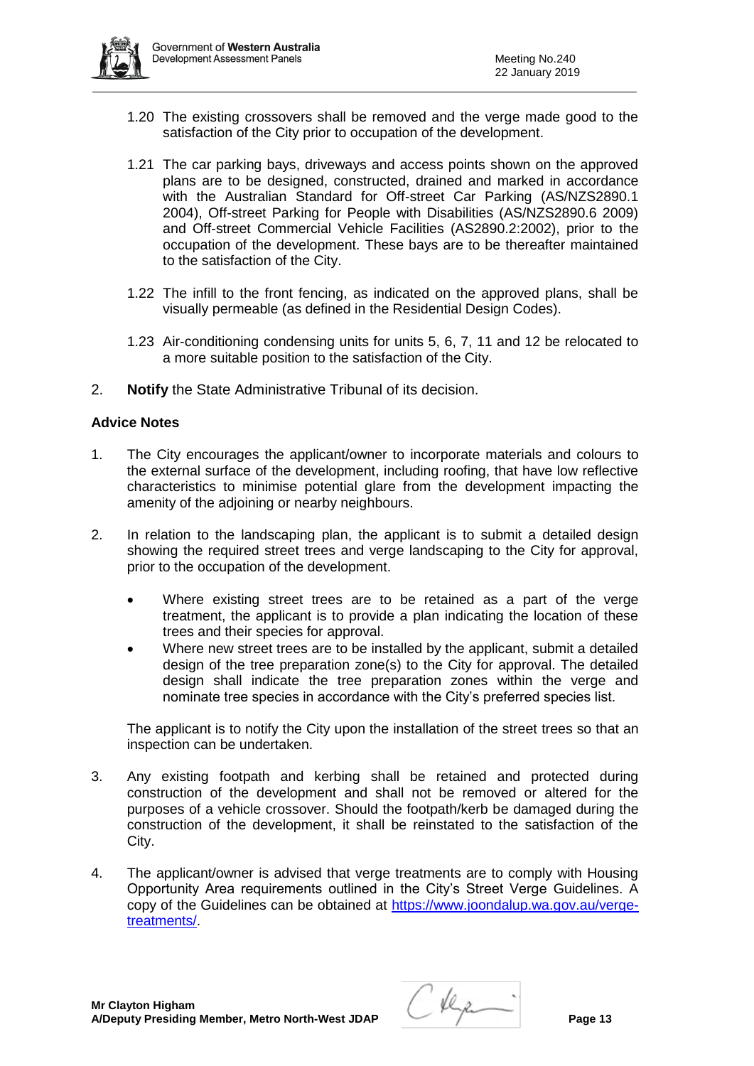1.20 The existing crossovers shall be removed and the verge made good to the satisfaction of the City prior to occupation of the development.

1.21 The car parking bays, driveways and access points shown on the approved plans are to be designed, constructed, drained and marked in accordance with the Australian Standard for Off-street Car Parking (AS/NZS2890.1 2004), Off-street Parking for People with Disabilities (AS/NZS2890.6 2009) and Off-street Commercial Vehicle Facilities (AS2890.2:2002), prior to the occupation of the development. These bays are to be thereafter maintained to the satisfaction of the City.

1.22 The infill to the front fencing, as indicated on the approved plans, shall be visually permeable (as defined in the Residential Design Codes).

1.23 Air-conditioning condensing units for units 5, 6, 7, 11 and 12 be relocated to a more suitable position to the satisfaction of the City.

2. **Notify** the State Administrative Tribunal of its decision.

**Advice Notes**

1. The City encourages the applicant/owner to incorporate materials and colours to the external surface of the development, including roofing, that have low reflective characteristics to minimise potential glare from the development impacting the amenity of the adjoining or nearby neighbours.

2. In relation to the landscaping plan, the applicant is to submit a detailed design showing the required street trees and verge landscaping to the City for approval, prior to the occupation of the development.

   - Where existing street trees are to be retained as a part of the verge treatment, the applicant is to provide a plan indicating the location of these trees and their species for approval.
   - Where new street trees are to be installed by the applicant, submit a detailed design of the tree preparation zone(s) to the City for approval. The detailed design shall indicate the tree preparation zones within the verge and nominate tree species in accordance with the City's preferred species list.

   The applicant is to notify the City upon the installation of the street trees so that an inspection can be undertaken.

3. Any existing footpath and kerbing shall be retained and protected during construction of the development and shall not be removed or altered for the purposes of a vehicle crossover. Should the footpath/kerb be damaged during the construction of the development, it shall be reinstated to the satisfaction of the City.

4. The applicant/owner is advised that verge treatments are to comply with Housing Opportunity Area requirements outlined in the City's Street Verge Guidelines. A copy of the Guidelines can be obtained at https://www.joondalup.wa.gov.au/verge-treatments/.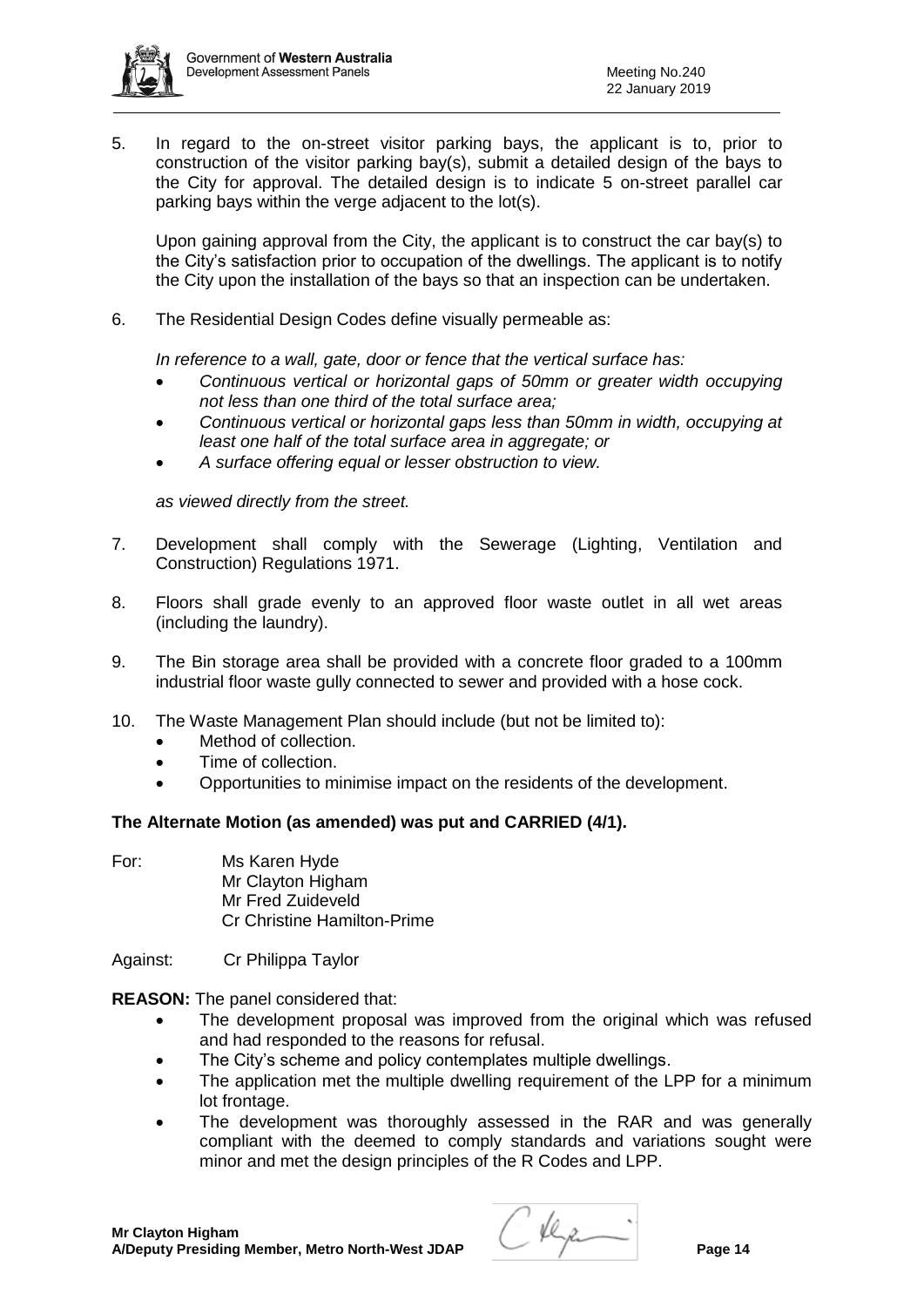5. In regard to the on-street visitor parking bays, the applicant is to, prior to construction of the visitor parking bay(s), submit a detailed design of the bays to the City for approval. The detailed design is to indicate 5 on-street parallel car parking bays within the verge adjacent to the lot(s).

   Upon gaining approval from the City, the applicant is to construct the car bay(s) to the City's satisfaction prior to occupation of the dwellings. The applicant is to notify the City upon the installation of the bays so that an inspection can be undertaken.

6. The Residential Design Codes define visually permeable as:

   *In reference to a wall, gate, door or fence that the vertical surface has:*
   - *Continuous vertical or horizontal gaps of 50mm or greater width occupying not less than one third of the total surface area;*
   - *Continuous vertical or horizontal gaps less than 50mm in width, occupying at least one half of the total surface area in aggregate; or*
   - *A surface offering equal or lesser obstruction to view.*

   *as viewed directly from the street.*

7. Development shall comply with the Sewerage (Lighting, Ventilation and Construction) Regulations 1971.

8. Floors shall grade evenly to an approved floor waste outlet in all wet areas (including the laundry).

9. The Bin storage area shall be provided with a concrete floor graded to a 100mm industrial floor waste gully connected to sewer and provided with a hose cock.

10. The Waste Management Plan should include (but not be limited to):
    - Method of collection.
    - Time of collection.
    - Opportunities to minimise impact on the residents of the development.

**The Alternate Motion (as amended) was put and CARRIED (4/1).**

For: Ms Karen Hyde
Mr Clayton Higham
Mr Fred Zuideveld
Cr Christine Hamilton-Prime

Against: Cr Philippa Taylor

**REASON:** The panel considered that:

- The development proposal was improved from the original which was refused and had responded to the reasons for refusal.
- The City's scheme and policy contemplates multiple dwellings.
- The application met the multiple dwelling requirement of the LPP for a minimum lot frontage.
- The development was thoroughly assessed in the RAR and was generally compliant with the deemed to comply standards and variations sought were minor and met the design principles of the R Codes and LPP.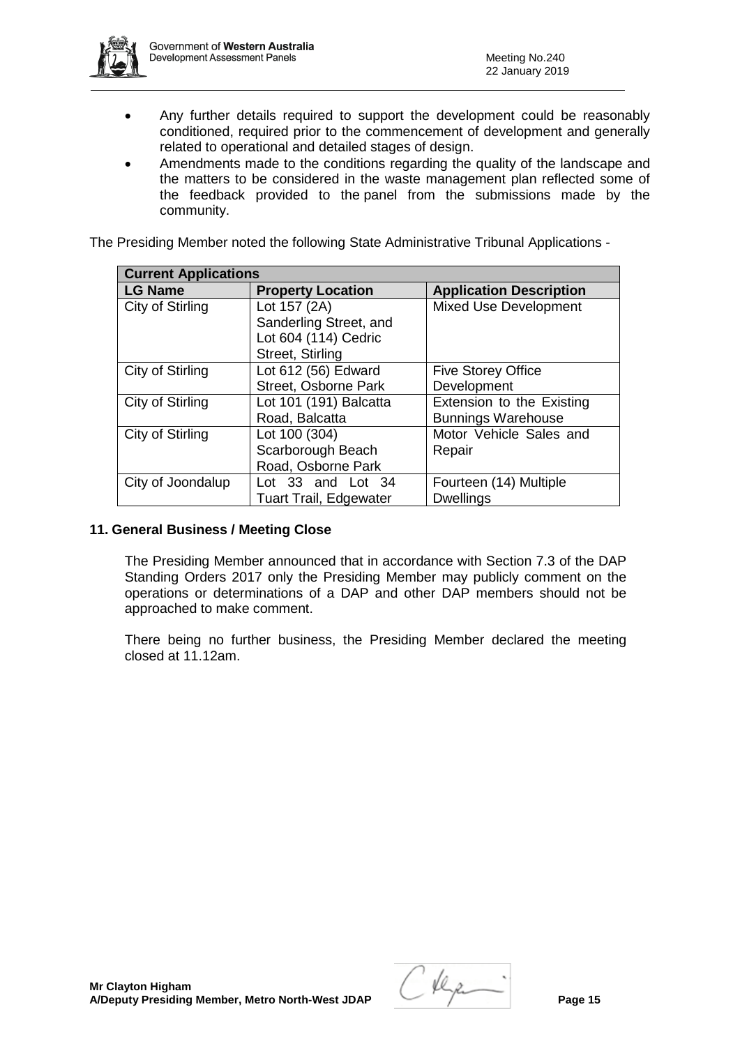- Any further details required to support the development could be reasonably conditioned, required prior to the commencement of development and generally related to operational and detailed stages of design.
- Amendments made to the conditions regarding the quality of the landscape and the matters to be considered in the waste management plan reflected some of the feedback provided to the panel from the submissions made by the community.

The Presiding Member noted the following State Administrative Tribunal Applications -

| **Current Applications** | | |
|---|---|---|
| **LG Name** | **Property Location** | **Application Description** |
| City of Stirling | Lot 157 (2A) Sanderling Street, and Lot 604 (114) Cedric Street, Stirling | Mixed Use Development |
| City of Stirling | Lot 612 (56) Edward Street, Osborne Park | Five Storey Office Development |
| City of Stirling | Lot 101 (191) Balcatta Road, Balcatta | Extension to the Existing Bunnings Warehouse |
| City of Stirling | Lot 100 (304) Scarborough Beach Road, Osborne Park | Motor Vehicle Sales and Repair |
| City of Joondalup | Lot 33 and Lot 34 Tuart Trail, Edgewater | Fourteen (14) Multiple Dwellings |

## 11. General Business / Meeting Close

The Presiding Member announced that in accordance with Section 7.3 of the DAP Standing Orders 2017 only the Presiding Member may publicly comment on the operations or determinations of a DAP and other DAP members should not be approached to make comment.

There being no further business, the Presiding Member declared the meeting closed at 11.12am.